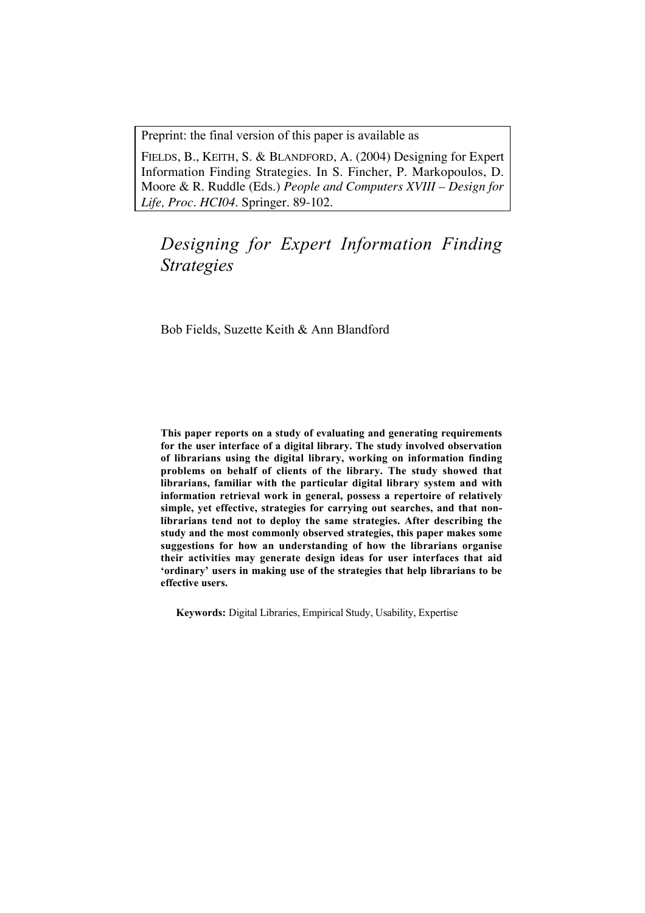Preprint: the final version of this paper is available as

FIELDS, B., KEITH, S. & BLANDFORD, A. (2004) Designing for Expert Information Finding Strategies. In S. Fincher, P. Markopoulos, D. Moore & R. Ruddle (Eds.) *People and Computers XVIII – Design for Life, Proc. HCI04*. Springer. 89-102.

# *Designing for Expert Information Finding Strategies*

Bob Fields, Suzette Keith & Ann Blandford

**This paper reports on a study of evaluating and generating requirements for the user interface of a digital library. The study involved observation of librarians using the digital library, working on information finding problems on behalf of clients of the library. The study showed that librarians, familiar with the particular digital library system and with information retrieval work in general, possess a repertoire of relatively simple, yet effective, strategies for carrying out searches, and that non-librarians tend not to deploy the same strategies. After describing the study and the most commonly observed strategies, this paper makes some suggestions for how an understanding of how the librarians organise their activities may generate design ideas for user interfaces that aid 'ordinary' users in making use of the strategies that help librarians to be effective users.**

**Keywords:** Digital Libraries, Empirical Study, Usability, Expertise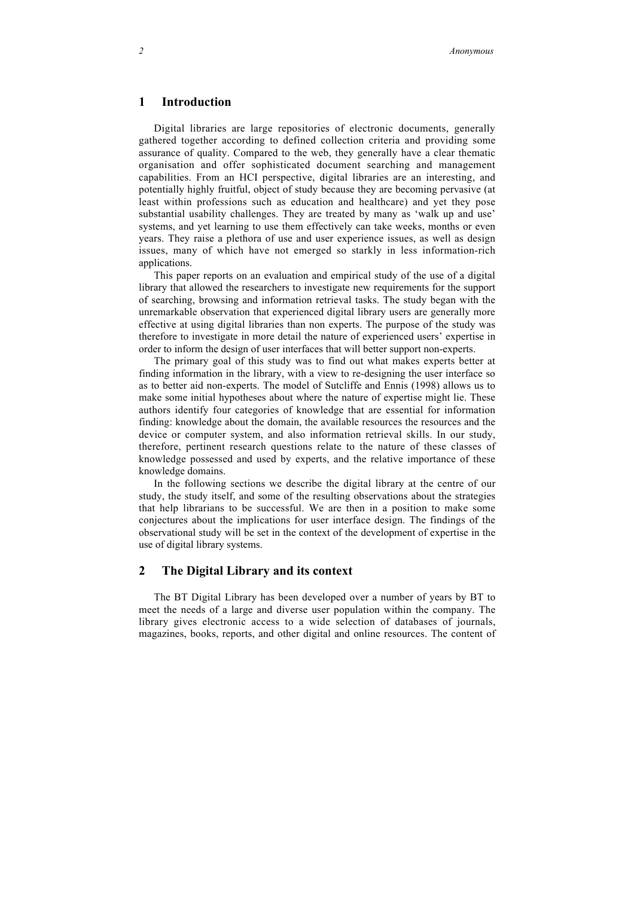## 1 Introduction

Digital libraries are large repositories of electronic documents, generally gathered together according to defined collection criteria and providing some assurance of quality. Compared to the web, they generally have a clear thematic organisation and offer sophisticated document searching and management capabilities. From an HCI perspective, digital libraries are an interesting, and potentially highly fruitful, object of study because they are becoming pervasive (at least within professions such as education and healthcare) and yet they pose substantial usability challenges. They are treated by many as 'walk up and use' systems, and yet learning to use them effectively can take weeks, months or even years. They raise a plethora of use and user experience issues, as well as design issues, many of which have not emerged so starkly in less information-rich applications.

This paper reports on an evaluation and empirical study of the use of a digital library that allowed the researchers to investigate new requirements for the support of searching, browsing and information retrieval tasks. The study began with the unremarkable observation that experienced digital library users are generally more effective at using digital libraries than non experts. The purpose of the study was therefore to investigate in more detail the nature of experienced users' expertise in order to inform the design of user interfaces that will better support non-experts.

The primary goal of this study was to find out what makes experts better at finding information in the library, with a view to re-designing the user interface so as to better aid non-experts. The model of Sutcliffe and Ennis (1998) allows us to make some initial hypotheses about where the nature of expertise might lie. These authors identify four categories of knowledge that are essential for information finding: knowledge about the domain, the available resources the resources and the device or computer system, and also information retrieval skills. In our study, therefore, pertinent research questions relate to the nature of these classes of knowledge possessed and used by experts, and the relative importance of these knowledge domains.

In the following sections we describe the digital library at the centre of our study, the study itself, and some of the resulting observations about the strategies that help librarians to be successful. We are then in a position to make some conjectures about the implications for user interface design. The findings of the observational study will be set in the context of the development of expertise in the use of digital library systems.

## 2 The Digital Library and its context

The BT Digital Library has been developed over a number of years by BT to meet the needs of a large and diverse user population within the company. The library gives electronic access to a wide selection of databases of journals, magazines, books, reports, and other digital and online resources. The content of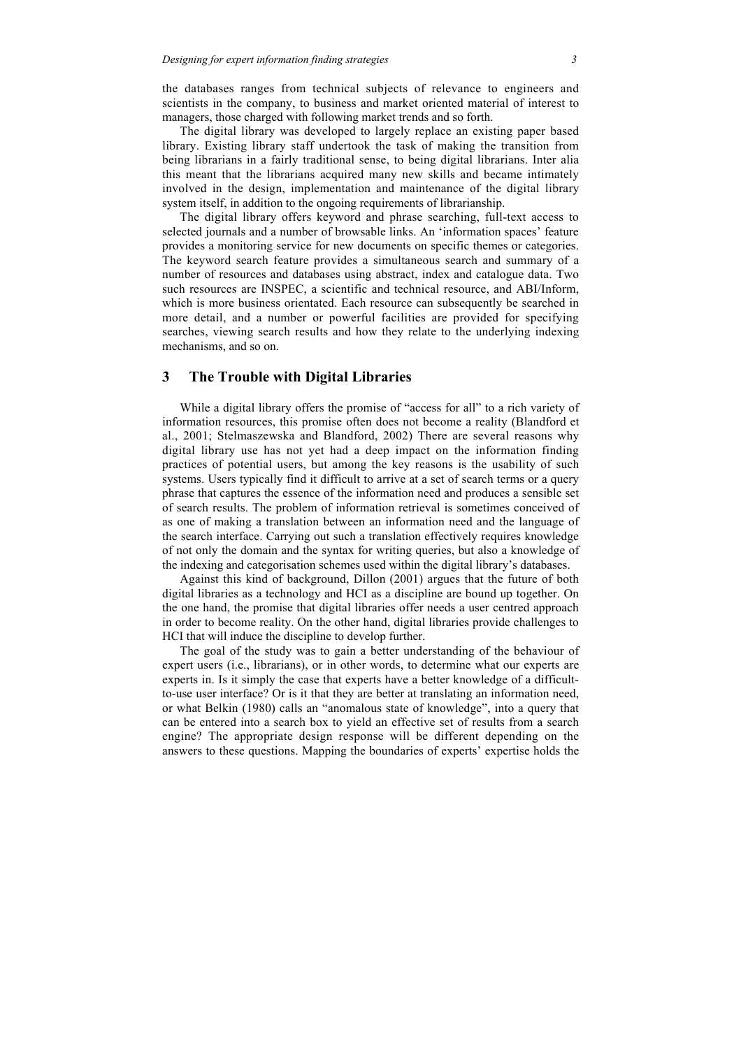the databases ranges from technical subjects of relevance to engineers and scientists in the company, to business and market oriented material of interest to managers, those charged with following market trends and so forth.

The digital library was developed to largely replace an existing paper based library. Existing library staff undertook the task of making the transition from being librarians in a fairly traditional sense, to being digital librarians. Inter alia this meant that the librarians acquired many new skills and became intimately involved in the design, implementation and maintenance of the digital library system itself, in addition to the ongoing requirements of librarianship.

The digital library offers keyword and phrase searching, full-text access to selected journals and a number of browsable links. An 'information spaces' feature provides a monitoring service for new documents on specific themes or categories. The keyword search feature provides a simultaneous search and summary of a number of resources and databases using abstract, index and catalogue data. Two such resources are INSPEC, a scientific and technical resource, and ABI/Inform, which is more business orientated. Each resource can subsequently be searched in more detail, and a number or powerful facilities are provided for specifying searches, viewing search results and how they relate to the underlying indexing mechanisms, and so on.

## 3 The Trouble with Digital Libraries

While a digital library offers the promise of "access for all" to a rich variety of information resources, this promise often does not become a reality (Blandford et al., 2001; Stelmaszewska and Blandford, 2002) There are several reasons why digital library use has not yet had a deep impact on the information finding practices of potential users, but among the key reasons is the usability of such systems. Users typically find it difficult to arrive at a set of search terms or a query phrase that captures the essence of the information need and produces a sensible set of search results. The problem of information retrieval is sometimes conceived of as one of making a translation between an information need and the language of the search interface. Carrying out such a translation effectively requires knowledge of not only the domain and the syntax for writing queries, but also a knowledge of the indexing and categorisation schemes used within the digital library's databases.

Against this kind of background, Dillon (2001) argues that the future of both digital libraries as a technology and HCI as a discipline are bound up together. On the one hand, the promise that digital libraries offer needs a user centred approach in order to become reality. On the other hand, digital libraries provide challenges to HCI that will induce the discipline to develop further.

The goal of the study was to gain a better understanding of the behaviour of expert users (i.e., librarians), or in other words, to determine what our experts are experts in. Is it simply the case that experts have a better knowledge of a difficult-to-use user interface? Or is it that they are better at translating an information need, or what Belkin (1980) calls an "anomalous state of knowledge", into a query that can be entered into a search box to yield an effective set of results from a search engine? The appropriate design response will be different depending on the answers to these questions. Mapping the boundaries of experts' expertise holds the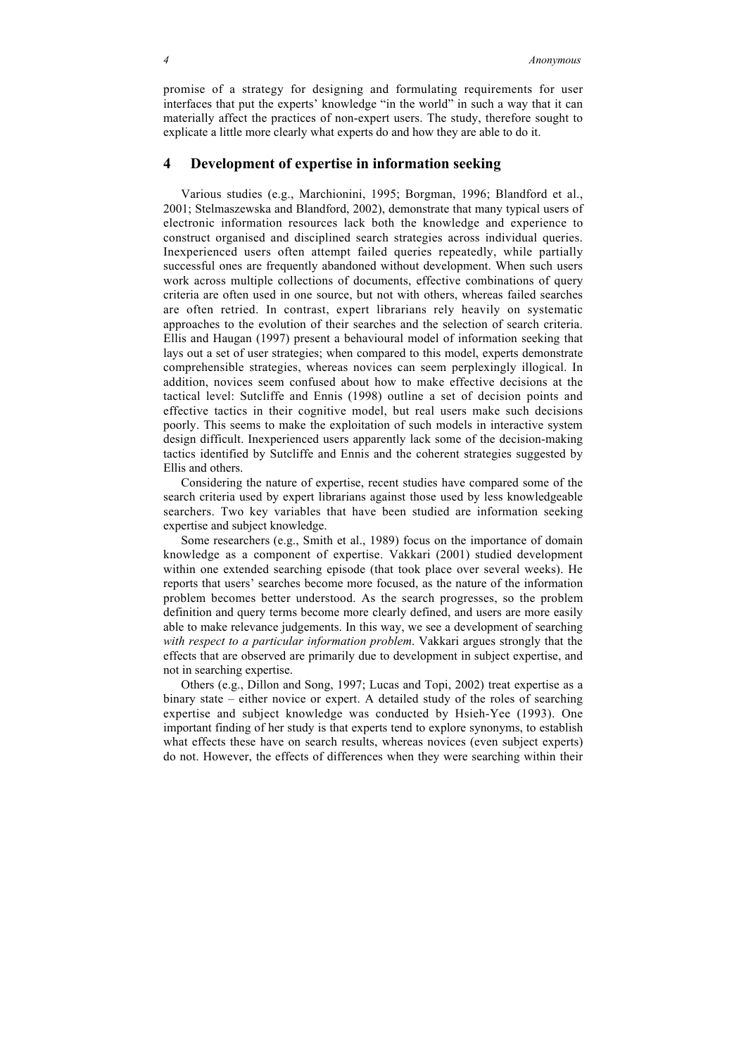promise of a strategy for designing and formulating requirements for user interfaces that put the experts' knowledge "in the world" in such a way that it can materially affect the practices of non-expert users. The study, therefore sought to explicate a little more clearly what experts do and how they are able to do it.

## 4 Development of expertise in information seeking

Various studies (e.g., Marchionini, 1995; Borgman, 1996; Blandford et al., 2001; Stelmaszewska and Blandford, 2002), demonstrate that many typical users of electronic information resources lack both the knowledge and experience to construct organised and disciplined search strategies across individual queries. Inexperienced users often attempt failed queries repeatedly, while partially successful ones are frequently abandoned without development. When such users work across multiple collections of documents, effective combinations of query criteria are often used in one source, but not with others, whereas failed searches are often retried. In contrast, expert librarians rely heavily on systematic approaches to the evolution of their searches and the selection of search criteria. Ellis and Haugan (1997) present a behavioural model of information seeking that lays out a set of user strategies; when compared to this model, experts demonstrate comprehensible strategies, whereas novices can seem perplexingly illogical. In addition, novices seem confused about how to make effective decisions at the tactical level: Sutcliffe and Ennis (1998) outline a set of decision points and effective tactics in their cognitive model, but real users make such decisions poorly. This seems to make the exploitation of such models in interactive system design difficult. Inexperienced users apparently lack some of the decision-making tactics identified by Sutcliffe and Ennis and the coherent strategies suggested by Ellis and others.

Considering the nature of expertise, recent studies have compared some of the search criteria used by expert librarians against those used by less knowledgeable searchers. Two key variables that have been studied are information seeking expertise and subject knowledge.

Some researchers (e.g., Smith et al., 1989) focus on the importance of domain knowledge as a component of expertise. Vakkari (2001) studied development within one extended searching episode (that took place over several weeks). He reports that users' searches become more focused, as the nature of the information problem becomes better understood. As the search progresses, so the problem definition and query terms become more clearly defined, and users are more easily able to make relevance judgements. In this way, we see a development of searching *with respect to a particular information problem*. Vakkari argues strongly that the effects that are observed are primarily due to development in subject expertise, and not in searching expertise.

Others (e.g., Dillon and Song, 1997; Lucas and Topi, 2002) treat expertise as a binary state – either novice or expert. A detailed study of the roles of searching expertise and subject knowledge was conducted by Hsieh-Yee (1993). One important finding of her study is that experts tend to explore synonyms, to establish what effects these have on search results, whereas novices (even subject experts) do not. However, the effects of differences when they were searching within their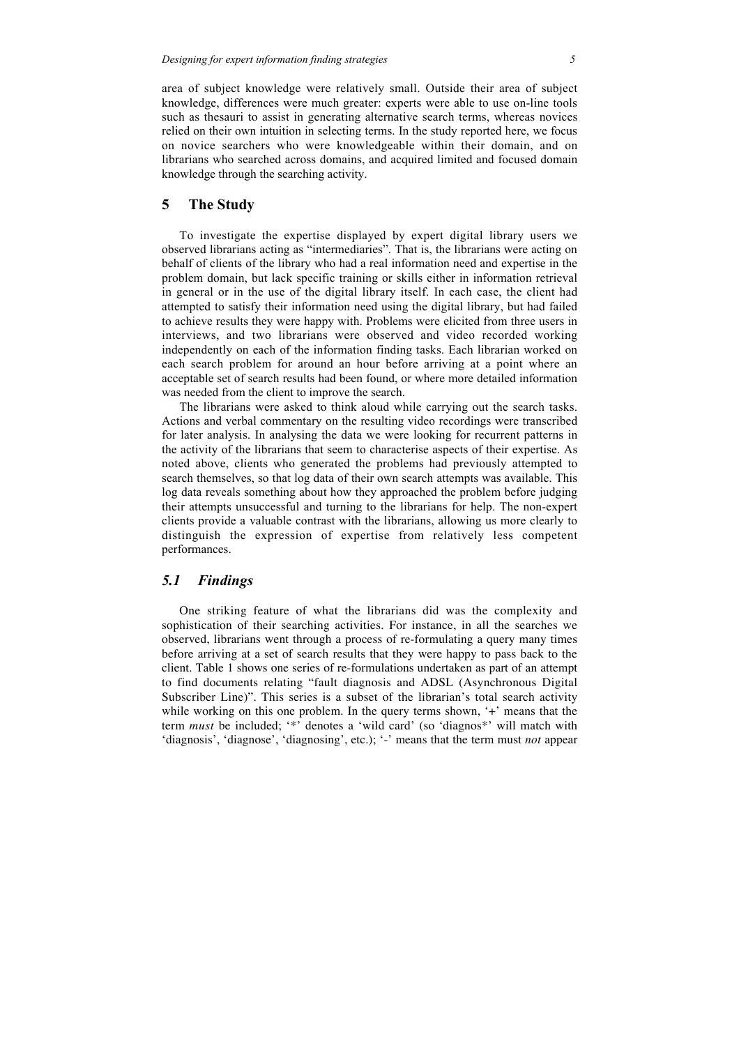area of subject knowledge were relatively small. Outside their area of subject knowledge, differences were much greater: experts were able to use on-line tools such as thesauri to assist in generating alternative search terms, whereas novices relied on their own intuition in selecting terms. In the study reported here, we focus on novice searchers who were knowledgeable within their domain, and on librarians who searched across domains, and acquired limited and focused domain knowledge through the searching activity.

## 5 The Study

To investigate the expertise displayed by expert digital library users we observed librarians acting as "intermediaries". That is, the librarians were acting on behalf of clients of the library who had a real information need and expertise in the problem domain, but lack specific training or skills either in information retrieval in general or in the use of the digital library itself. In each case, the client had attempted to satisfy their information need using the digital library, but had failed to achieve results they were happy with. Problems were elicited from three users in interviews, and two librarians were observed and video recorded working independently on each of the information finding tasks. Each librarian worked on each search problem for around an hour before arriving at a point where an acceptable set of search results had been found, or where more detailed information was needed from the client to improve the search.

The librarians were asked to think aloud while carrying out the search tasks. Actions and verbal commentary on the resulting video recordings were transcribed for later analysis. In analysing the data we were looking for recurrent patterns in the activity of the librarians that seem to characterise aspects of their expertise. As noted above, clients who generated the problems had previously attempted to search themselves, so that log data of their own search attempts was available. This log data reveals something about how they approached the problem before judging their attempts unsuccessful and turning to the librarians for help. The non-expert clients provide a valuable contrast with the librarians, allowing us more clearly to distinguish the expression of expertise from relatively less competent performances.

### *5.1 Findings*

One striking feature of what the librarians did was the complexity and sophistication of their searching activities. For instance, in all the searches we observed, librarians went through a process of re-formulating a query many times before arriving at a set of search results that they were happy to pass back to the client. Table 1 shows one series of re-formulations undertaken as part of an attempt to find documents relating "fault diagnosis and ADSL (Asynchronous Digital Subscriber Line)". This series is a subset of the librarian's total search activity while working on this one problem. In the query terms shown, '+' means that the term *must* be included; '*' denotes a 'wild card' (so 'diagnos*' will match with 'diagnosis', 'diagnose', 'diagnosing', etc.); '-' means that the term must *not* appear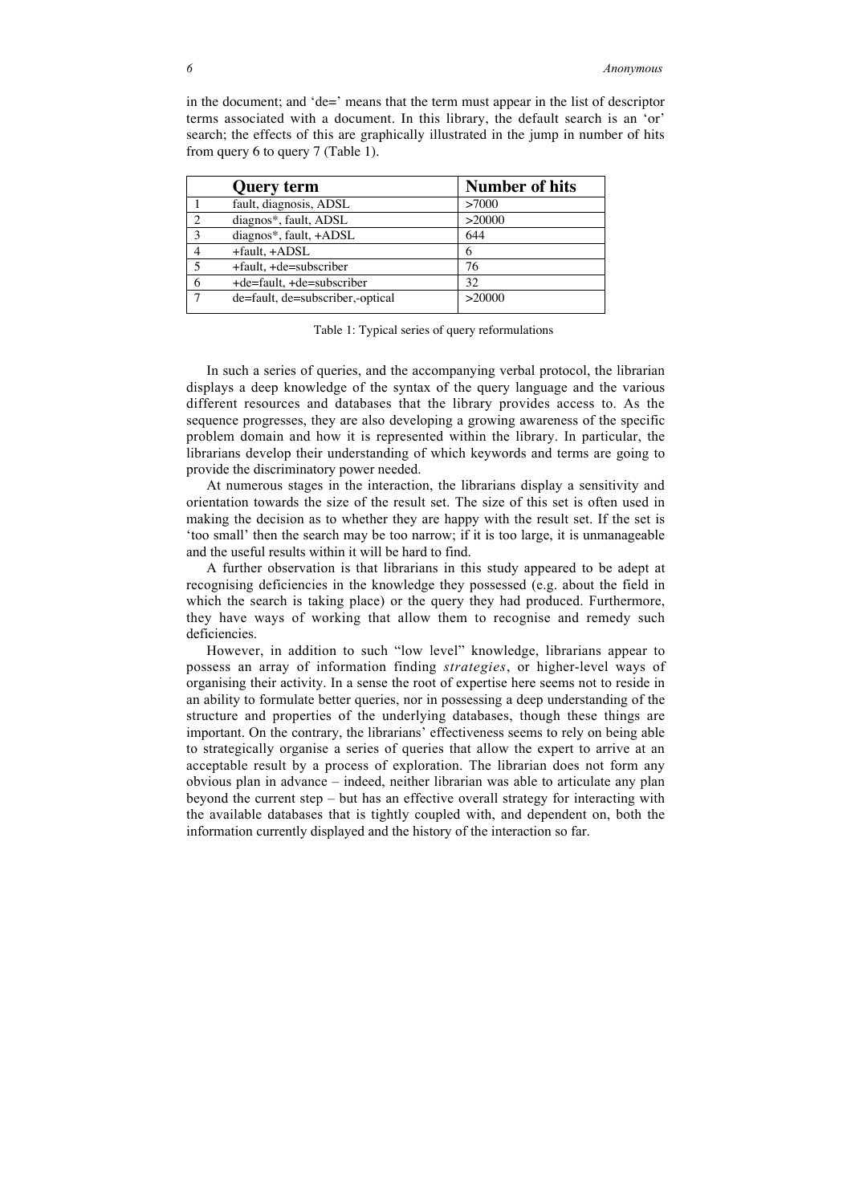in the document; and 'de=' means that the term must appear in the list of descriptor terms associated with a document. In this library, the default search is an 'or' search; the effects of this are graphically illustrated in the jump in number of hits from query 6 to query 7 (Table 1).

| | Query term | Number of hits |
|---|---|---|
| 1 | fault, diagnosis, ADSL | >7000 |
| 2 | diagnos*, fault, ADSL | >20000 |
| 3 | diagnos*, fault, +ADSL | 644 |
| 4 | +fault, +ADSL | 6 |
| 5 | +fault, +de=subscriber | 76 |
| 6 | +de=fault, +de=subscriber | 32 |
| 7 | de=fault, de=subscriber,-optical | >20000 |

Table 1: Typical series of query reformulations

In such a series of queries, and the accompanying verbal protocol, the librarian displays a deep knowledge of the syntax of the query language and the various different resources and databases that the library provides access to. As the sequence progresses, they are also developing a growing awareness of the specific problem domain and how it is represented within the library. In particular, the librarians develop their understanding of which keywords and terms are going to provide the discriminatory power needed.

At numerous stages in the interaction, the librarians display a sensitivity and orientation towards the size of the result set. The size of this set is often used in making the decision as to whether they are happy with the result set. If the set is 'too small' then the search may be too narrow; if it is too large, it is unmanageable and the useful results within it will be hard to find.

A further observation is that librarians in this study appeared to be adept at recognising deficiencies in the knowledge they possessed (e.g. about the field in which the search is taking place) or the query they had produced. Furthermore, they have ways of working that allow them to recognise and remedy such deficiencies.

However, in addition to such "low level" knowledge, librarians appear to possess an array of information finding *strategies*, or higher-level ways of organising their activity. In a sense the root of expertise here seems not to reside in an ability to formulate better queries, nor in possessing a deep understanding of the structure and properties of the underlying databases, though these things are important. On the contrary, the librarians' effectiveness seems to rely on being able to strategically organise a series of queries that allow the expert to arrive at an acceptable result by a process of exploration. The librarian does not form any obvious plan in advance – indeed, neither librarian was able to articulate any plan beyond the current step – but has an effective overall strategy for interacting with the available databases that is tightly coupled with, and dependent on, both the information currently displayed and the history of the interaction so far.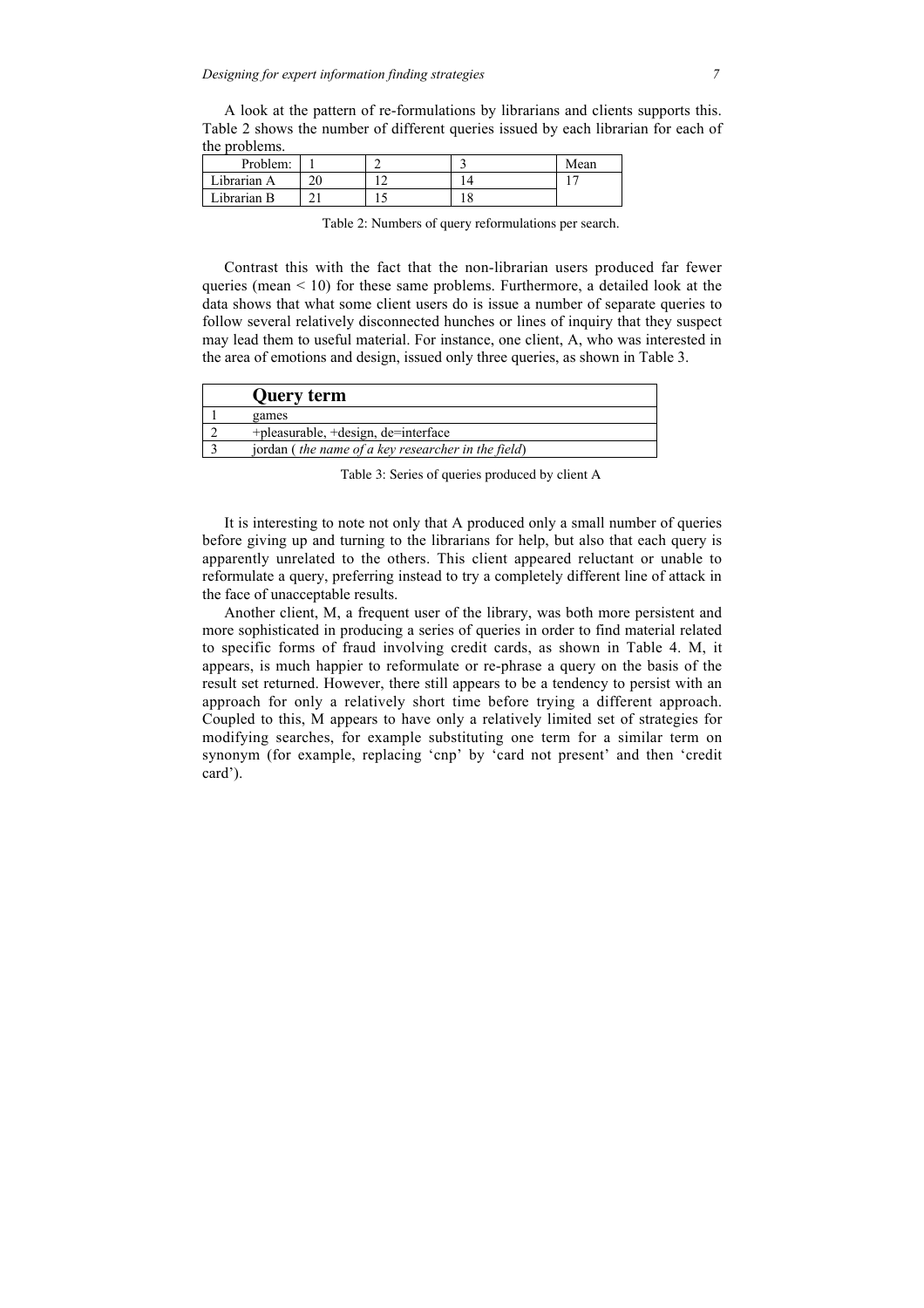A look at the pattern of re-formulations by librarians and clients supports this. Table 2 shows the number of different queries issued by each librarian for each of the problems.

| Problem: | 1 | 2 | 3 | Mean |
|---|---|---|---|---|
| Librarian A | 20 | 12 | 14 | 17 |
| Librarian B | 21 | 15 | 18 | |

Table 2: Numbers of query reformulations per search.

Contrast this with the fact that the non-librarian users produced far fewer queries (mean < 10) for these same problems. Furthermore, a detailed look at the data shows that what some client users do is issue a number of separate queries to follow several relatively disconnected hunches or lines of inquiry that they suspect may lead them to useful material. For instance, one client, A, who was interested in the area of emotions and design, issued only three queries, as shown in Table 3.

| | **Query term** |
|---|---|
| 1 | games |
| 2 | +pleasurable, +design, de=interface |
| 3 | jordan ( *the name of a key researcher in the field*) |

Table 3: Series of queries produced by client A

It is interesting to note not only that A produced only a small number of queries before giving up and turning to the librarians for help, but also that each query is apparently unrelated to the others. This client appeared reluctant or unable to reformulate a query, preferring instead to try a completely different line of attack in the face of unacceptable results.

Another client, M, a frequent user of the library, was both more persistent and more sophisticated in producing a series of queries in order to find material related to specific forms of fraud involving credit cards, as shown in Table 4. M, it appears, is much happier to reformulate or re-phrase a query on the basis of the result set returned. However, there still appears to be a tendency to persist with an approach for only a relatively short time before trying a different approach. Coupled to this, M appears to have only a relatively limited set of strategies for modifying searches, for example substituting one term for a similar term on synonym (for example, replacing 'cnp' by 'card not present' and then 'credit card').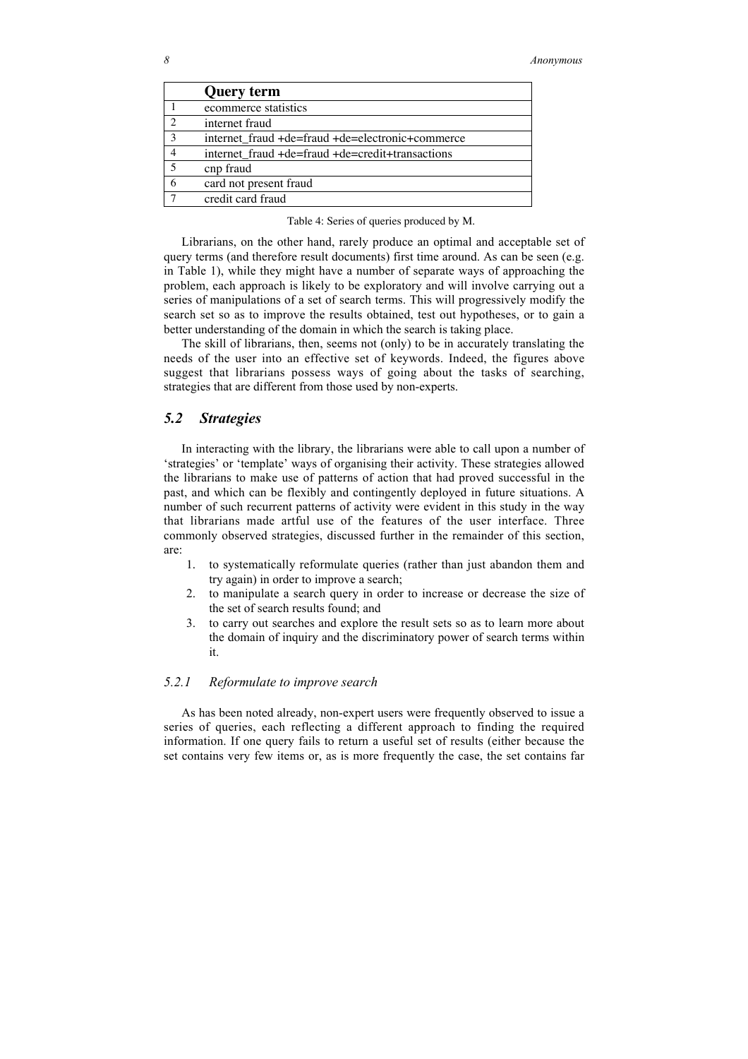|   | Query term |
|---|---|
| 1 | ecommerce statistics |
| 2 | internet fraud |
| 3 | internet_fraud +de=fraud +de=electronic+commerce |
| 4 | internet_fraud +de=fraud +de=credit+transactions |
| 5 | cnp fraud |
| 6 | card not present fraud |
| 7 | credit card fraud |

Table 4: Series of queries produced by M.

Librarians, on the other hand, rarely produce an optimal and acceptable set of query terms (and therefore result documents) first time around. As can be seen (e.g. in Table 1), while they might have a number of separate ways of approaching the problem, each approach is likely to be exploratory and will involve carrying out a series of manipulations of a set of search terms. This will progressively modify the search set so as to improve the results obtained, test out hypotheses, or to gain a better understanding of the domain in which the search is taking place.

The skill of librarians, then, seems not (only) to be in accurately translating the needs of the user into an effective set of keywords. Indeed, the figures above suggest that librarians possess ways of going about the tasks of searching, strategies that are different from those used by non-experts.

## *5.2 Strategies*

In interacting with the library, the librarians were able to call upon a number of 'strategies' or 'template' ways of organising their activity. These strategies allowed the librarians to make use of patterns of action that had proved successful in the past, and which can be flexibly and contingently deployed in future situations. A number of such recurrent patterns of activity were evident in this study in the way that librarians made artful use of the features of the user interface. Three commonly observed strategies, discussed further in the remainder of this section, are:

1. to systematically reformulate queries (rather than just abandon them and try again) in order to improve a search;
2. to manipulate a search query in order to increase or decrease the size of the set of search results found; and
3. to carry out searches and explore the result sets so as to learn more about the domain of inquiry and the discriminatory power of search terms within it.

### *5.2.1 Reformulate to improve search*

As has been noted already, non-expert users were frequently observed to issue a series of queries, each reflecting a different approach to finding the required information. If one query fails to return a useful set of results (either because the set contains very few items or, as is more frequently the case, the set contains far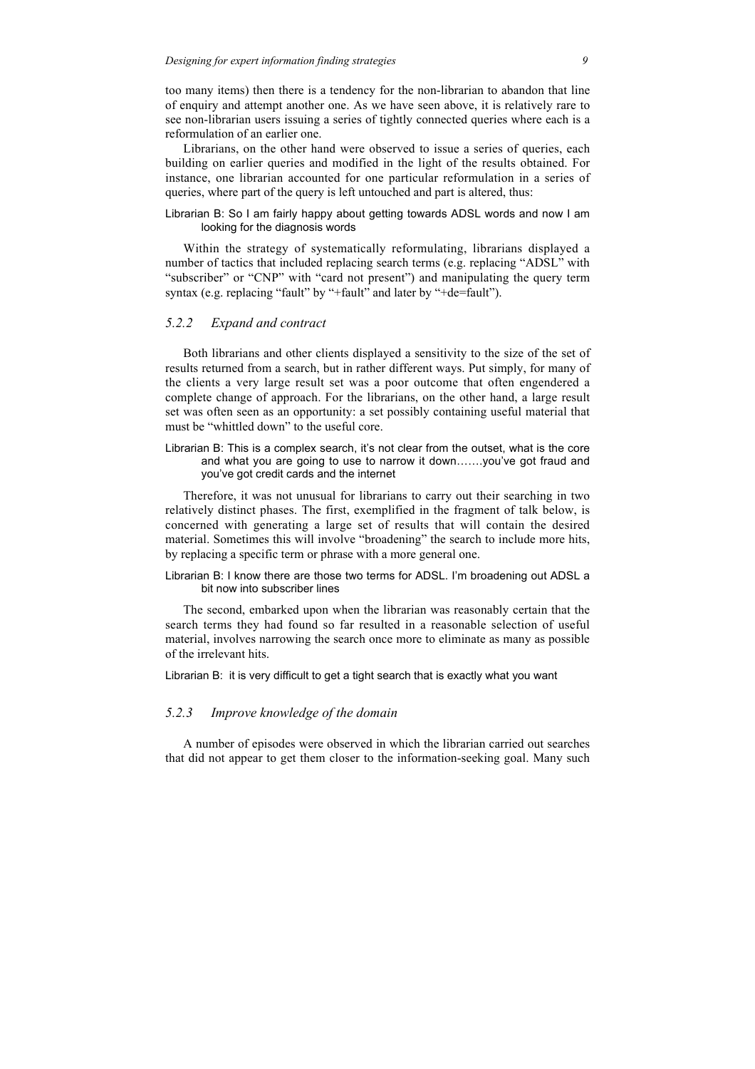too many items) then there is a tendency for the non-librarian to abandon that line of enquiry and attempt another one. As we have seen above, it is relatively rare to see non-librarian users issuing a series of tightly connected queries where each is a reformulation of an earlier one.

Librarians, on the other hand were observed to issue a series of queries, each building on earlier queries and modified in the light of the results obtained. For instance, one librarian accounted for one particular reformulation in a series of queries, where part of the query is left untouched and part is altered, thus:

> Librarian B: So I am fairly happy about getting towards ADSL words and now I am looking for the diagnosis words

Within the strategy of systematically reformulating, librarians displayed a number of tactics that included replacing search terms (e.g. replacing "ADSL" with "subscriber" or "CNP" with "card not present") and manipulating the query term syntax (e.g. replacing "fault" by "+fault" and later by "+de=fault").

### *5.2.2 Expand and contract*

Both librarians and other clients displayed a sensitivity to the size of the set of results returned from a search, but in rather different ways. Put simply, for many of the clients a very large result set was a poor outcome that often engendered a complete change of approach. For the librarians, on the other hand, a large result set was often seen as an opportunity: a set possibly containing useful material that must be "whittled down" to the useful core.

> Librarian B: This is a complex search, it's not clear from the outset, what is the core and what you are going to use to narrow it down…….you've got fraud and you've got credit cards and the internet

Therefore, it was not unusual for librarians to carry out their searching in two relatively distinct phases. The first, exemplified in the fragment of talk below, is concerned with generating a large set of results that will contain the desired material. Sometimes this will involve "broadening" the search to include more hits, by replacing a specific term or phrase with a more general one.

> Librarian B: I know there are those two terms for ADSL. I'm broadening out ADSL a bit now into subscriber lines

The second, embarked upon when the librarian was reasonably certain that the search terms they had found so far resulted in a reasonable selection of useful material, involves narrowing the search once more to eliminate as many as possible of the irrelevant hits.

> Librarian B: it is very difficult to get a tight search that is exactly what you want

### *5.2.3 Improve knowledge of the domain*

A number of episodes were observed in which the librarian carried out searches that did not appear to get them closer to the information-seeking goal. Many such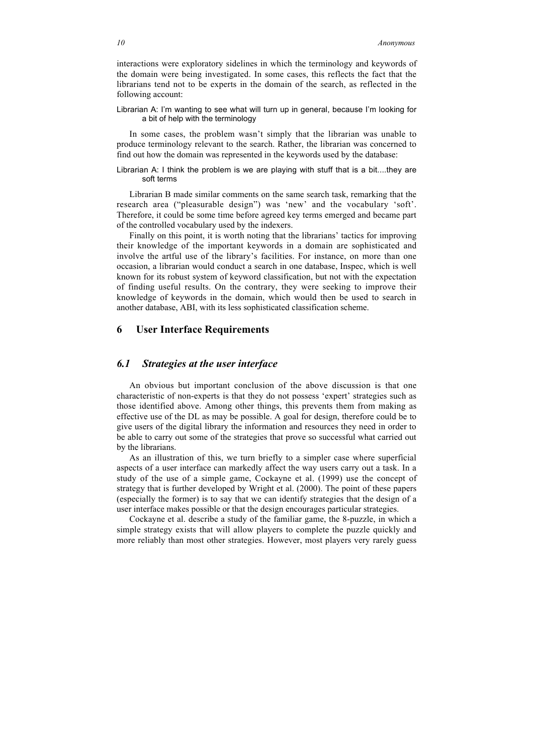interactions were exploratory sidelines in which the terminology and keywords of the domain were being investigated. In some cases, this reflects the fact that the librarians tend not to be experts in the domain of the search, as reflected in the following account:

Librarian A: I'm wanting to see what will turn up in general, because I'm looking for a bit of help with the terminology

In some cases, the problem wasn't simply that the librarian was unable to produce terminology relevant to the search. Rather, the librarian was concerned to find out how the domain was represented in the keywords used by the database:

Librarian A: I think the problem is we are playing with stuff that is a bit....they are soft terms

Librarian B made similar comments on the same search task, remarking that the research area ("pleasurable design") was 'new' and the vocabulary 'soft'. Therefore, it could be some time before agreed key terms emerged and became part of the controlled vocabulary used by the indexers.

Finally on this point, it is worth noting that the librarians' tactics for improving their knowledge of the important keywords in a domain are sophisticated and involve the artful use of the library's facilities. For instance, on more than one occasion, a librarian would conduct a search in one database, Inspec, which is well known for its robust system of keyword classification, but not with the expectation of finding useful results. On the contrary, they were seeking to improve their knowledge of keywords in the domain, which would then be used to search in another database, ABI, with its less sophisticated classification scheme.

## 6 User Interface Requirements

### *6.1 Strategies at the user interface*

An obvious but important conclusion of the above discussion is that one characteristic of non-experts is that they do not possess 'expert' strategies such as those identified above. Among other things, this prevents them from making as effective use of the DL as may be possible. A goal for design, therefore could be to give users of the digital library the information and resources they need in order to be able to carry out some of the strategies that prove so successful what carried out by the librarians.

As an illustration of this, we turn briefly to a simpler case where superficial aspects of a user interface can markedly affect the way users carry out a task. In a study of the use of a simple game, Cockayne et al. (1999) use the concept of strategy that is further developed by Wright et al. (2000). The point of these papers (especially the former) is to say that we can identify strategies that the design of a user interface makes possible or that the design encourages particular strategies.

Cockayne et al. describe a study of the familiar game, the 8-puzzle, in which a simple strategy exists that will allow players to complete the puzzle quickly and more reliably than most other strategies. However, most players very rarely guess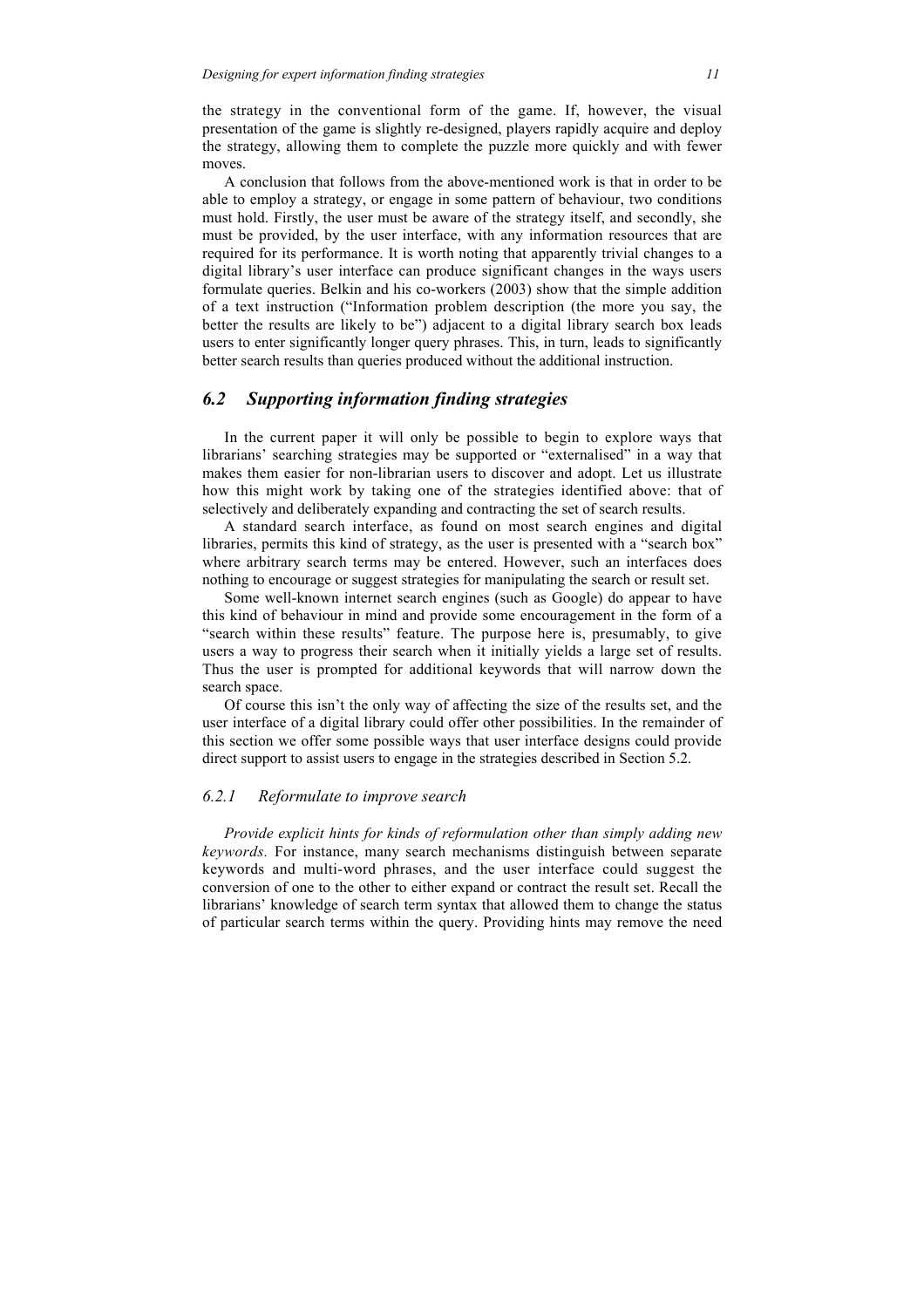the strategy in the conventional form of the game. If, however, the visual presentation of the game is slightly re-designed, players rapidly acquire and deploy the strategy, allowing them to complete the puzzle more quickly and with fewer moves.

A conclusion that follows from the above-mentioned work is that in order to be able to employ a strategy, or engage in some pattern of behaviour, two conditions must hold. Firstly, the user must be aware of the strategy itself, and secondly, she must be provided, by the user interface, with any information resources that are required for its performance. It is worth noting that apparently trivial changes to a digital library's user interface can produce significant changes in the ways users formulate queries. Belkin and his co-workers (2003) show that the simple addition of a text instruction ("Information problem description (the more you say, the better the results are likely to be") adjacent to a digital library search box leads users to enter significantly longer query phrases. This, in turn, leads to significantly better search results than queries produced without the additional instruction.

## *6.2 Supporting information finding strategies*

In the current paper it will only be possible to begin to explore ways that librarians' searching strategies may be supported or "externalised" in a way that makes them easier for non-librarian users to discover and adopt. Let us illustrate how this might work by taking one of the strategies identified above: that of selectively and deliberately expanding and contracting the set of search results.

A standard search interface, as found on most search engines and digital libraries, permits this kind of strategy, as the user is presented with a "search box" where arbitrary search terms may be entered. However, such an interfaces does nothing to encourage or suggest strategies for manipulating the search or result set.

Some well-known internet search engines (such as Google) do appear to have this kind of behaviour in mind and provide some encouragement in the form of a "search within these results" feature. The purpose here is, presumably, to give users a way to progress their search when it initially yields a large set of results. Thus the user is prompted for additional keywords that will narrow down the search space.

Of course this isn't the only way of affecting the size of the results set, and the user interface of a digital library could offer other possibilities. In the remainder of this section we offer some possible ways that user interface designs could provide direct support to assist users to engage in the strategies described in Section 5.2.

### *6.2.1 Reformulate to improve search*

*Provide explicit hints for kinds of reformulation other than simply adding new keywords.* For instance, many search mechanisms distinguish between separate keywords and multi-word phrases, and the user interface could suggest the conversion of one to the other to either expand or contract the result set. Recall the librarians' knowledge of search term syntax that allowed them to change the status of particular search terms within the query. Providing hints may remove the need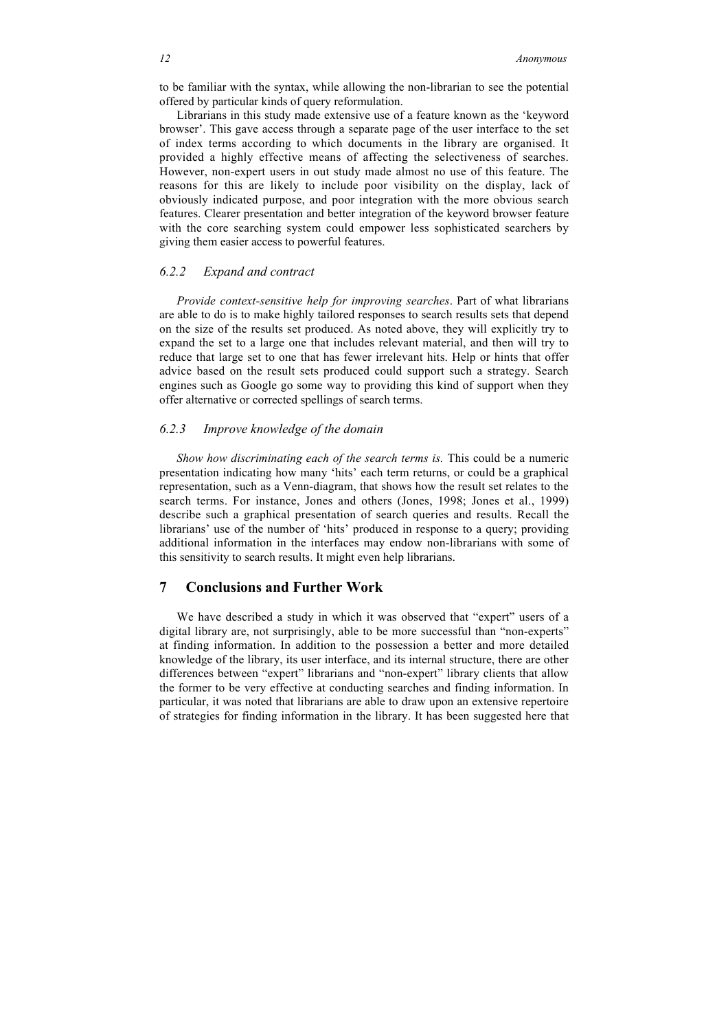to be familiar with the syntax, while allowing the non-librarian to see the potential offered by particular kinds of query reformulation.

Librarians in this study made extensive use of a feature known as the 'keyword browser'. This gave access through a separate page of the user interface to the set of index terms according to which documents in the library are organised. It provided a highly effective means of affecting the selectiveness of searches. However, non-expert users in out study made almost no use of this feature. The reasons for this are likely to include poor visibility on the display, lack of obviously indicated purpose, and poor integration with the more obvious search features. Clearer presentation and better integration of the keyword browser feature with the core searching system could empower less sophisticated searchers by giving them easier access to powerful features.

### 6.2.2 Expand and contract

*Provide context-sensitive help for improving searches*. Part of what librarians are able to do is to make highly tailored responses to search results sets that depend on the size of the results set produced. As noted above, they will explicitly try to expand the set to a large one that includes relevant material, and then will try to reduce that large set to one that has fewer irrelevant hits. Help or hints that offer advice based on the result sets produced could support such a strategy. Search engines such as Google go some way to providing this kind of support when they offer alternative or corrected spellings of search terms.

### 6.2.3 Improve knowledge of the domain

*Show how discriminating each of the search terms is.* This could be a numeric presentation indicating how many 'hits' each term returns, or could be a graphical representation, such as a Venn-diagram, that shows how the result set relates to the search terms. For instance, Jones and others (Jones, 1998; Jones et al., 1999) describe such a graphical presentation of search queries and results. Recall the librarians' use of the number of 'hits' produced in response to a query; providing additional information in the interfaces may endow non-librarians with some of this sensitivity to search results. It might even help librarians.

## 7 Conclusions and Further Work

We have described a study in which it was observed that "expert" users of a digital library are, not surprisingly, able to be more successful than "non-experts" at finding information. In addition to the possession a better and more detailed knowledge of the library, its user interface, and its internal structure, there are other differences between "expert" librarians and "non-expert" library clients that allow the former to be very effective at conducting searches and finding information. In particular, it was noted that librarians are able to draw upon an extensive repertoire of strategies for finding information in the library. It has been suggested here that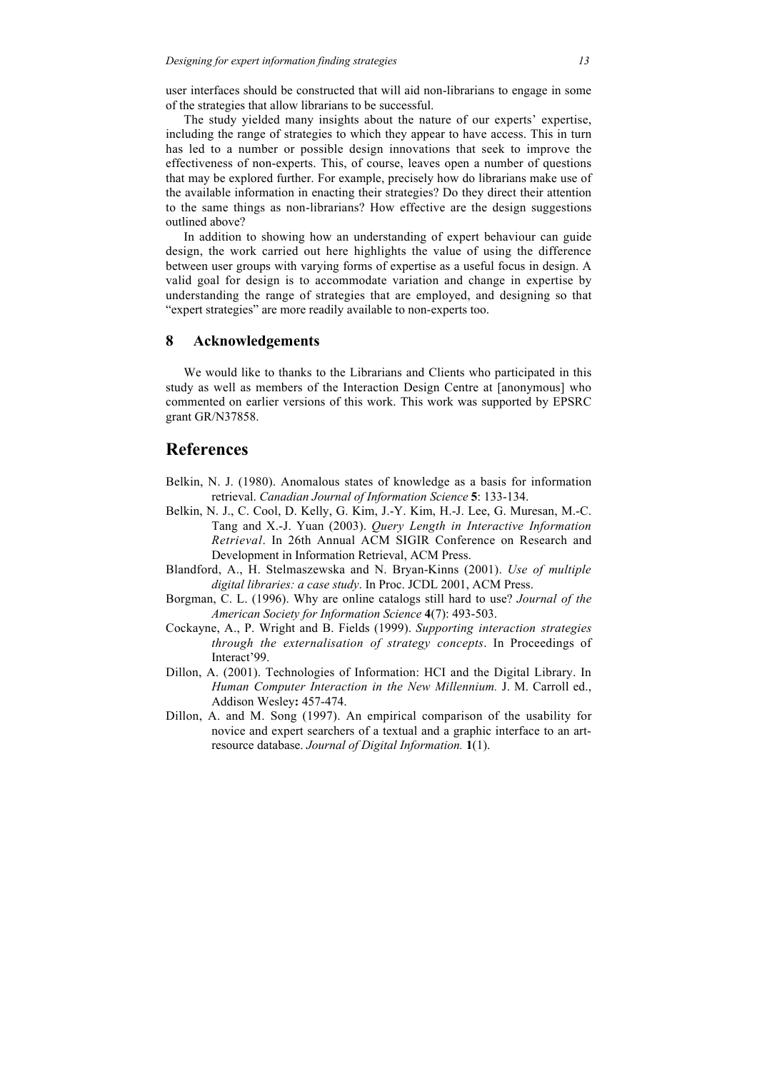user interfaces should be constructed that will aid non-librarians to engage in some of the strategies that allow librarians to be successful.

The study yielded many insights about the nature of our experts' expertise, including the range of strategies to which they appear to have access. This in turn has led to a number or possible design innovations that seek to improve the effectiveness of non-experts. This, of course, leaves open a number of questions that may be explored further. For example, precisely how do librarians make use of the available information in enacting their strategies? Do they direct their attention to the same things as non-librarians? How effective are the design suggestions outlined above?

In addition to showing how an understanding of expert behaviour can guide design, the work carried out here highlights the value of using the difference between user groups with varying forms of expertise as a useful focus in design. A valid goal for design is to accommodate variation and change in expertise by understanding the range of strategies that are employed, and designing so that "expert strategies" are more readily available to non-experts too.

## 8 Acknowledgements

We would like to thanks to the Librarians and Clients who participated in this study as well as members of the Interaction Design Centre at [anonymous] who commented on earlier versions of this work. This work was supported by EPSRC grant GR/N37858.

# References

Belkin, N. J. (1980). Anomalous states of knowledge as a basis for information retrieval. *Canadian Journal of Information Science* **5**: 133-134.

Belkin, N. J., C. Cool, D. Kelly, G. Kim, J.-Y. Kim, H.-J. Lee, G. Muresan, M.-C. Tang and X.-J. Yuan (2003). *Query Length in Interactive Information Retrieval*. In 26th Annual ACM SIGIR Conference on Research and Development in Information Retrieval, ACM Press.

Blandford, A., H. Stelmaszewska and N. Bryan-Kinns (2001). *Use of multiple digital libraries: a case study*. In Proc. JCDL 2001, ACM Press.

Borgman, C. L. (1996). Why are online catalogs still hard to use? *Journal of the American Society for Information Science* **4**(7): 493-503.

Cockayne, A., P. Wright and B. Fields (1999). *Supporting interaction strategies through the externalisation of strategy concepts*. In Proceedings of Interact'99.

Dillon, A. (2001). Technologies of Information: HCI and the Digital Library. In *Human Computer Interaction in the New Millennium.* J. M. Carroll ed., Addison Wesley**:** 457-474.

Dillon, A. and M. Song (1997). An empirical comparison of the usability for novice and expert searchers of a textual and a graphic interface to an art-resource database. *Journal of Digital Information.* **1**(1).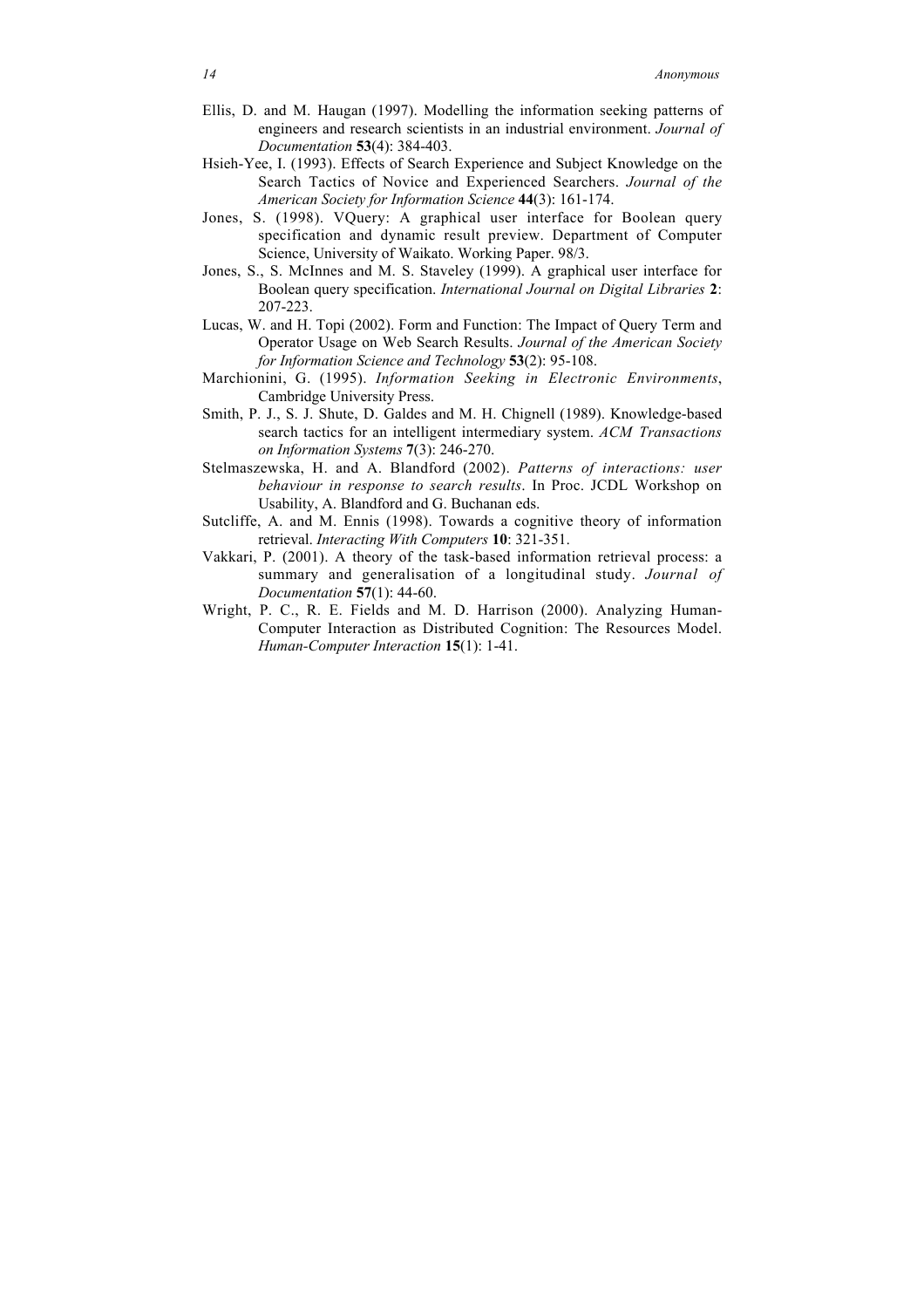Ellis, D. and M. Haugan (1997). Modelling the information seeking patterns of engineers and research scientists in an industrial environment. *Journal of Documentation* **53**(4): 384-403.

Hsieh-Yee, I. (1993). Effects of Search Experience and Subject Knowledge on the Search Tactics of Novice and Experienced Searchers. *Journal of the American Society for Information Science* **44**(3): 161-174.

Jones, S. (1998). VQuery: A graphical user interface for Boolean query specification and dynamic result preview. Department of Computer Science, University of Waikato. Working Paper. 98/3.

Jones, S., S. McInnes and M. S. Staveley (1999). A graphical user interface for Boolean query specification. *International Journal on Digital Libraries* **2**: 207-223.

Lucas, W. and H. Topi (2002). Form and Function: The Impact of Query Term and Operator Usage on Web Search Results. *Journal of the American Society for Information Science and Technology* **53**(2): 95-108.

Marchionini, G. (1995). *Information Seeking in Electronic Environments*, Cambridge University Press.

Smith, P. J., S. J. Shute, D. Galdes and M. H. Chignell (1989). Knowledge-based search tactics for an intelligent intermediary system. *ACM Transactions on Information Systems* **7**(3): 246-270.

Stelmaszewska, H. and A. Blandford (2002). *Patterns of interactions: user behaviour in response to search results*. In Proc. JCDL Workshop on Usability, A. Blandford and G. Buchanan eds.

Sutcliffe, A. and M. Ennis (1998). Towards a cognitive theory of information retrieval. *Interacting With Computers* **10**: 321-351.

Vakkari, P. (2001). A theory of the task-based information retrieval process: a summary and generalisation of a longitudinal study. *Journal of Documentation* **57**(1): 44-60.

Wright, P. C., R. E. Fields and M. D. Harrison (2000). Analyzing Human-Computer Interaction as Distributed Cognition: The Resources Model. *Human-Computer Interaction* **15**(1): 1-41.